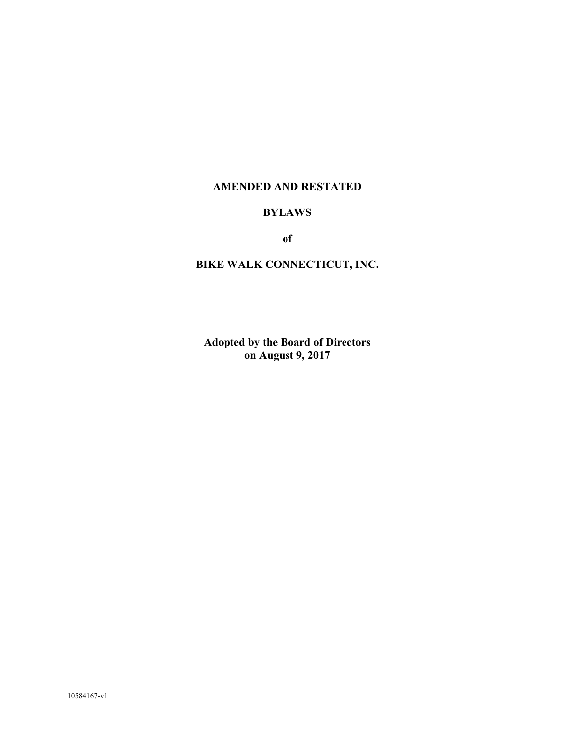# AMENDED AND RESTATED

# BYLAWS

# of

# BIKE WALK CONNECTICUT, INC.

**Adopted by the Board of Directors**
**on August 9, 2017**

10584167-v1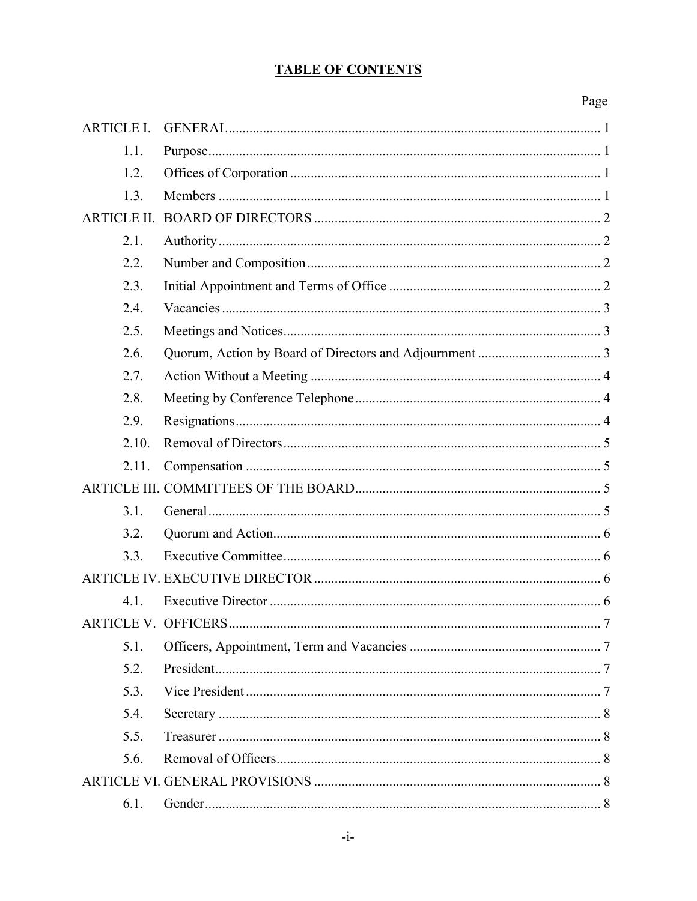# TABLE OF CONTENTS

| | | Page |
|---|---|---|
| ARTICLE I. | GENERAL | 1 |
| 1.1. | Purpose | 1 |
| 1.2. | Offices of Corporation | 1 |
| 1.3. | Members | 1 |
| ARTICLE II. | BOARD OF DIRECTORS | 2 |
| 2.1. | Authority | 2 |
| 2.2. | Number and Composition | 2 |
| 2.3. | Initial Appointment and Terms of Office | 2 |
| 2.4. | Vacancies | 3 |
| 2.5. | Meetings and Notices | 3 |
| 2.6. | Quorum, Action by Board of Directors and Adjournment | 3 |
| 2.7. | Action Without a Meeting | 4 |
| 2.8. | Meeting by Conference Telephone | 4 |
| 2.9. | Resignations | 4 |
| 2.10. | Removal of Directors | 5 |
| 2.11. | Compensation | 5 |
| ARTICLE III. | COMMITTEES OF THE BOARD | 5 |
| 3.1. | General | 5 |
| 3.2. | Quorum and Action | 6 |
| 3.3. | Executive Committee | 6 |
| ARTICLE IV. | EXECUTIVE DIRECTOR | 6 |
| 4.1. | Executive Director | 6 |
| ARTICLE V. | OFFICERS | 7 |
| 5.1. | Officers, Appointment, Term and Vacancies | 7 |
| 5.2. | President | 7 |
| 5.3. | Vice President | 7 |
| 5.4. | Secretary | 8 |
| 5.5. | Treasurer | 8 |
| 5.6. | Removal of Officers | 8 |
| ARTICLE VI. | GENERAL PROVISIONS | 8 |
| 6.1. | Gender | 8 |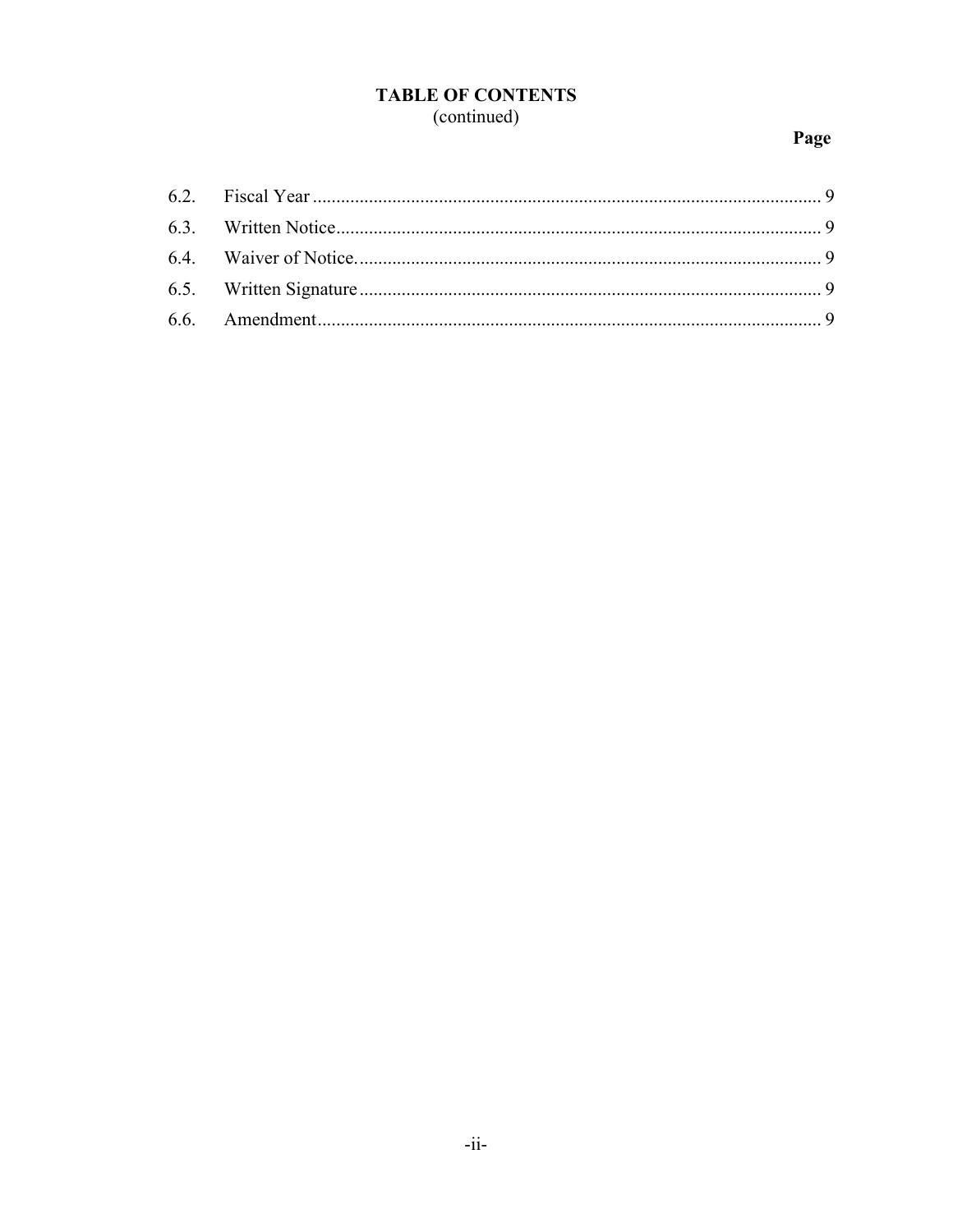# TABLE OF CONTENTS
(continued)

| | | Page |
|---|---|---|
| 6.2. | Fiscal Year | 9 |
| 6.3. | Written Notice | 9 |
| 6.4. | Waiver of Notice. | 9 |
| 6.5. | Written Signature | 9 |
| 6.6. | Amendment | 9 |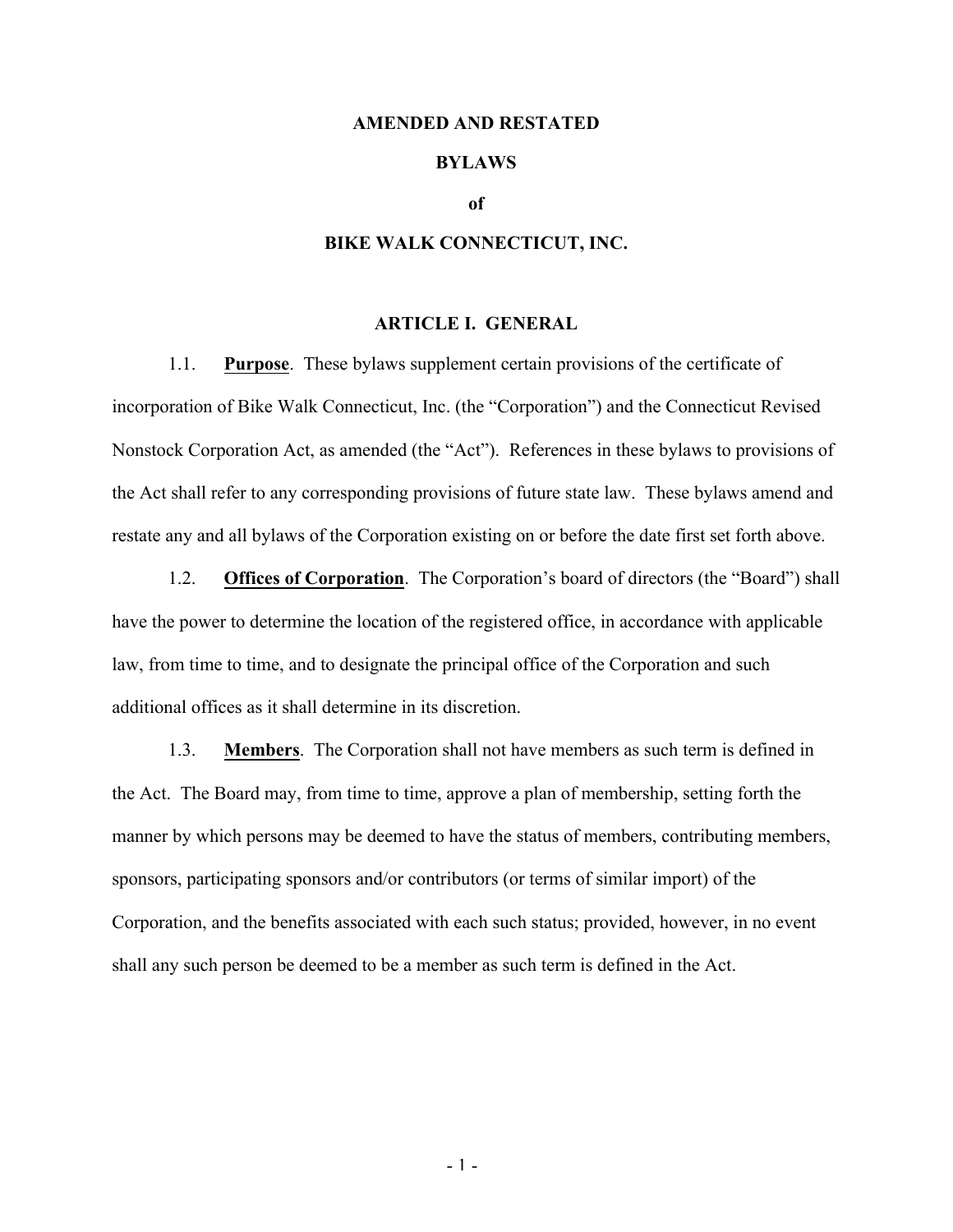# AMENDED AND RESTATED

# BYLAWS

# of

# BIKE WALK CONNECTICUT, INC.

## ARTICLE I. GENERAL

1.1. **Purpose**. These bylaws supplement certain provisions of the certificate of incorporation of Bike Walk Connecticut, Inc. (the "Corporation") and the Connecticut Revised Nonstock Corporation Act, as amended (the "Act"). References in these bylaws to provisions of the Act shall refer to any corresponding provisions of future state law. These bylaws amend and restate any and all bylaws of the Corporation existing on or before the date first set forth above.

1.2. **Offices of Corporation**. The Corporation's board of directors (the "Board") shall have the power to determine the location of the registered office, in accordance with applicable law, from time to time, and to designate the principal office of the Corporation and such additional offices as it shall determine in its discretion.

1.3. **Members**. The Corporation shall not have members as such term is defined in the Act. The Board may, from time to time, approve a plan of membership, setting forth the manner by which persons may be deemed to have the status of members, contributing members, sponsors, participating sponsors and/or contributors (or terms of similar import) of the Corporation, and the benefits associated with each such status; provided, however, in no event shall any such person be deemed to be a member as such term is defined in the Act.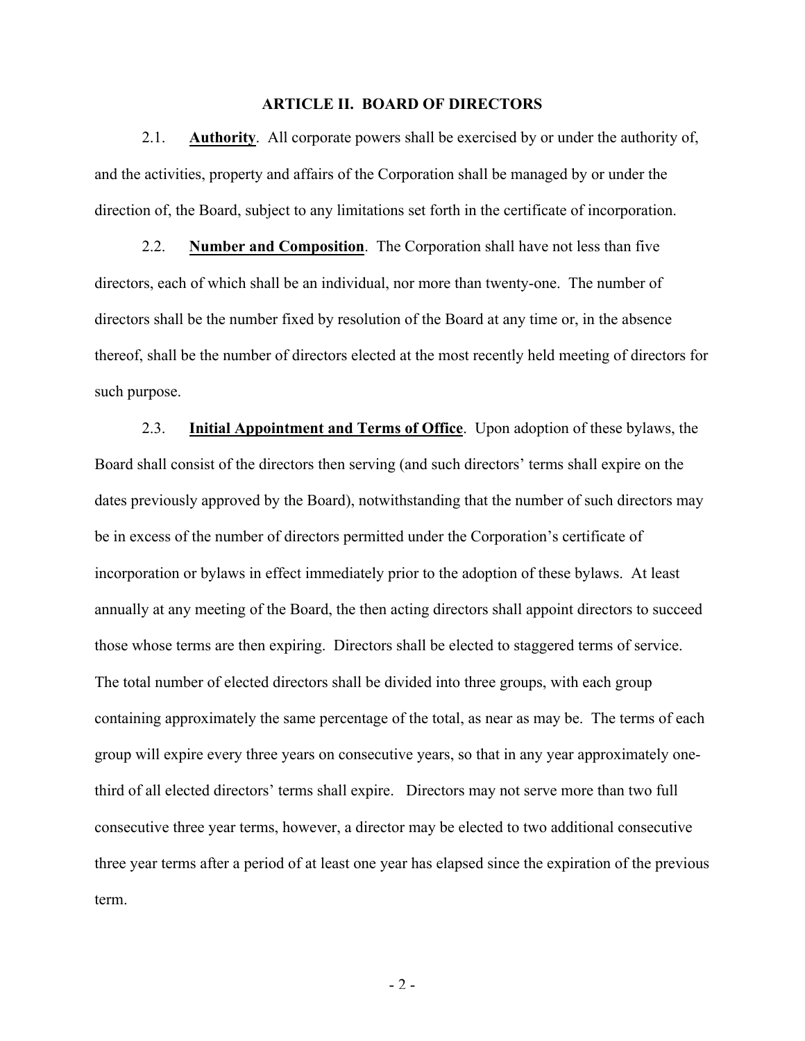## ARTICLE II. BOARD OF DIRECTORS

2.1. **Authority**. All corporate powers shall be exercised by or under the authority of, and the activities, property and affairs of the Corporation shall be managed by or under the direction of, the Board, subject to any limitations set forth in the certificate of incorporation.

2.2. **Number and Composition**. The Corporation shall have not less than five directors, each of which shall be an individual, nor more than twenty-one. The number of directors shall be the number fixed by resolution of the Board at any time or, in the absence thereof, shall be the number of directors elected at the most recently held meeting of directors for such purpose.

2.3. **Initial Appointment and Terms of Office**. Upon adoption of these bylaws, the Board shall consist of the directors then serving (and such directors' terms shall expire on the dates previously approved by the Board), notwithstanding that the number of such directors may be in excess of the number of directors permitted under the Corporation's certificate of incorporation or bylaws in effect immediately prior to the adoption of these bylaws. At least annually at any meeting of the Board, the then acting directors shall appoint directors to succeed those whose terms are then expiring. Directors shall be elected to staggered terms of service. The total number of elected directors shall be divided into three groups, with each group containing approximately the same percentage of the total, as near as may be. The terms of each group will expire every three years on consecutive years, so that in any year approximately one-third of all elected directors' terms shall expire. Directors may not serve more than two full consecutive three year terms, however, a director may be elected to two additional consecutive three year terms after a period of at least one year has elapsed since the expiration of the previous term.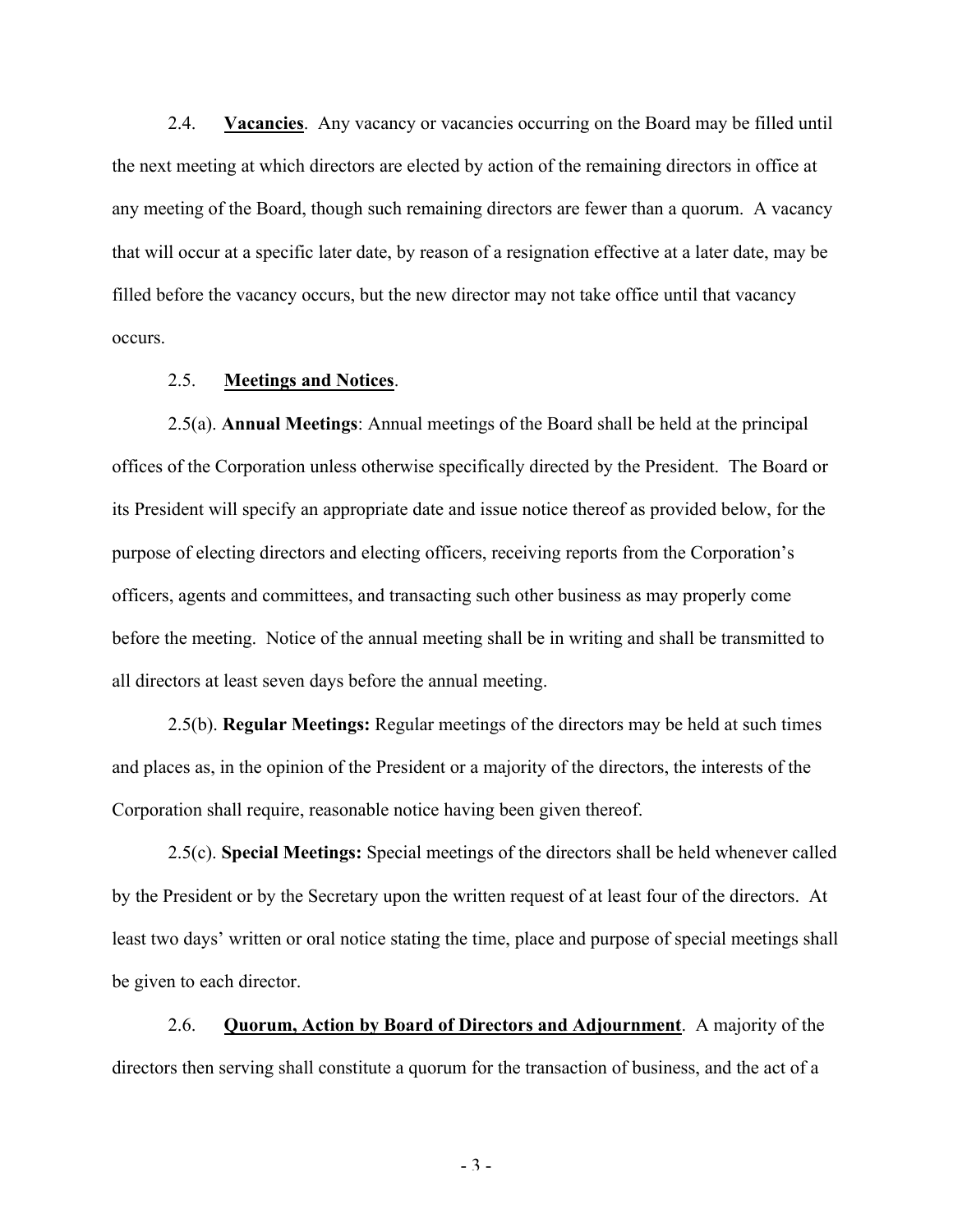2.4. **Vacancies**. Any vacancy or vacancies occurring on the Board may be filled until the next meeting at which directors are elected by action of the remaining directors in office at any meeting of the Board, though such remaining directors are fewer than a quorum. A vacancy that will occur at a specific later date, by reason of a resignation effective at a later date, may be filled before the vacancy occurs, but the new director may not take office until that vacancy occurs.

2.5. **Meetings and Notices**.

2.5(a). **Annual Meetings**: Annual meetings of the Board shall be held at the principal offices of the Corporation unless otherwise specifically directed by the President. The Board or its President will specify an appropriate date and issue notice thereof as provided below, for the purpose of electing directors and electing officers, receiving reports from the Corporation's officers, agents and committees, and transacting such other business as may properly come before the meeting. Notice of the annual meeting shall be in writing and shall be transmitted to all directors at least seven days before the annual meeting.

2.5(b). **Regular Meetings:** Regular meetings of the directors may be held at such times and places as, in the opinion of the President or a majority of the directors, the interests of the Corporation shall require, reasonable notice having been given thereof.

2.5(c). **Special Meetings:** Special meetings of the directors shall be held whenever called by the President or by the Secretary upon the written request of at least four of the directors. At least two days' written or oral notice stating the time, place and purpose of special meetings shall be given to each director.

2.6. **Quorum, Action by Board of Directors and Adjournment**. A majority of the directors then serving shall constitute a quorum for the transaction of business, and the act of a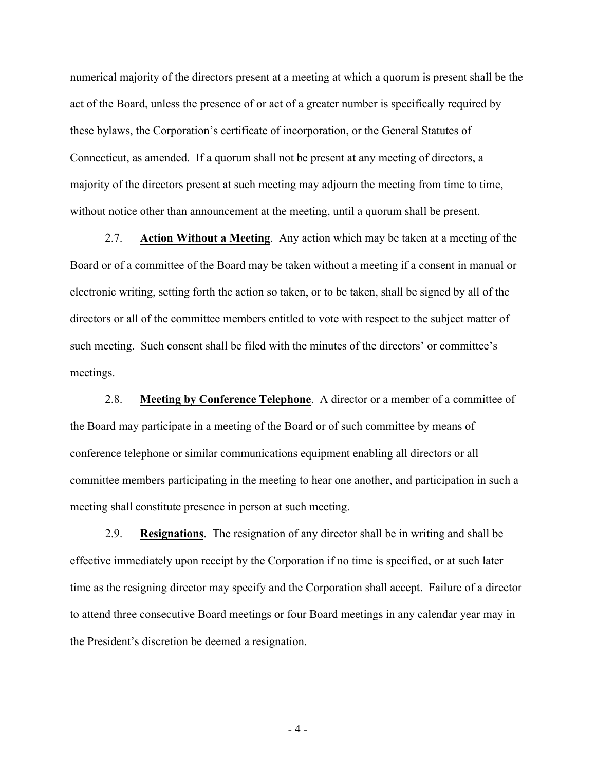numerical majority of the directors present at a meeting at which a quorum is present shall be the act of the Board, unless the presence of or act of a greater number is specifically required by these bylaws, the Corporation's certificate of incorporation, or the General Statutes of Connecticut, as amended. If a quorum shall not be present at any meeting of directors, a majority of the directors present at such meeting may adjourn the meeting from time to time, without notice other than announcement at the meeting, until a quorum shall be present.

2.7. **Action Without a Meeting**. Any action which may be taken at a meeting of the Board or of a committee of the Board may be taken without a meeting if a consent in manual or electronic writing, setting forth the action so taken, or to be taken, shall be signed by all of the directors or all of the committee members entitled to vote with respect to the subject matter of such meeting. Such consent shall be filed with the minutes of the directors' or committee's meetings.

2.8. **Meeting by Conference Telephone**. A director or a member of a committee of the Board may participate in a meeting of the Board or of such committee by means of conference telephone or similar communications equipment enabling all directors or all committee members participating in the meeting to hear one another, and participation in such a meeting shall constitute presence in person at such meeting.

2.9. **Resignations**. The resignation of any director shall be in writing and shall be effective immediately upon receipt by the Corporation if no time is specified, or at such later time as the resigning director may specify and the Corporation shall accept. Failure of a director to attend three consecutive Board meetings or four Board meetings in any calendar year may in the President's discretion be deemed a resignation.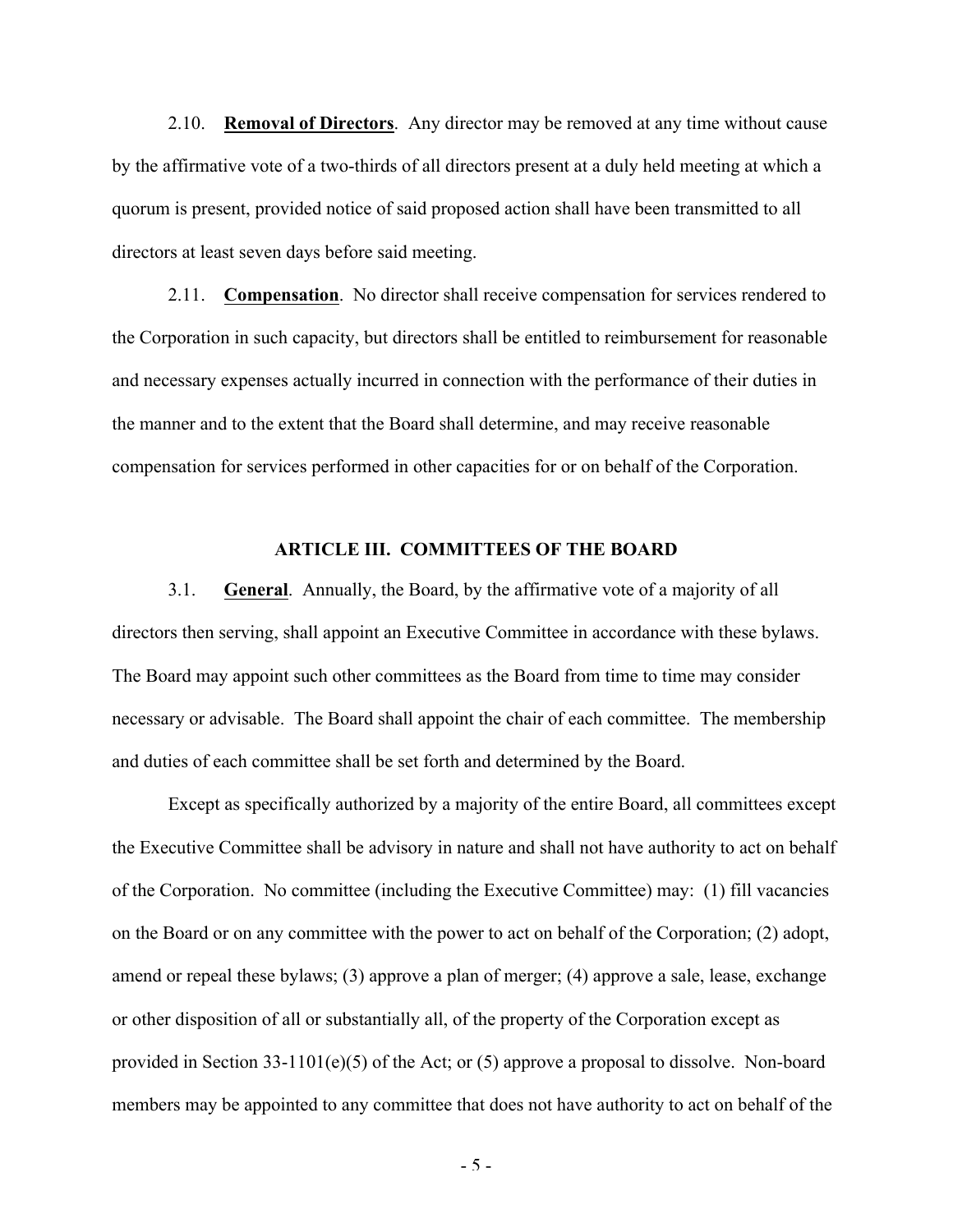2.10. **Removal of Directors**. Any director may be removed at any time without cause by the affirmative vote of a two-thirds of all directors present at a duly held meeting at which a quorum is present, provided notice of said proposed action shall have been transmitted to all directors at least seven days before said meeting.

2.11. **Compensation**. No director shall receive compensation for services rendered to the Corporation in such capacity, but directors shall be entitled to reimbursement for reasonable and necessary expenses actually incurred in connection with the performance of their duties in the manner and to the extent that the Board shall determine, and may receive reasonable compensation for services performed in other capacities for or on behalf of the Corporation.

## ARTICLE III. COMMITTEES OF THE BOARD

3.1. **General**. Annually, the Board, by the affirmative vote of a majority of all directors then serving, shall appoint an Executive Committee in accordance with these bylaws. The Board may appoint such other committees as the Board from time to time may consider necessary or advisable. The Board shall appoint the chair of each committee. The membership and duties of each committee shall be set forth and determined by the Board.

Except as specifically authorized by a majority of the entire Board, all committees except the Executive Committee shall be advisory in nature and shall not have authority to act on behalf of the Corporation. No committee (including the Executive Committee) may: (1) fill vacancies on the Board or on any committee with the power to act on behalf of the Corporation; (2) adopt, amend or repeal these bylaws; (3) approve a plan of merger; (4) approve a sale, lease, exchange or other disposition of all or substantially all, of the property of the Corporation except as provided in Section 33-1101(e)(5) of the Act; or (5) approve a proposal to dissolve. Non-board members may be appointed to any committee that does not have authority to act on behalf of the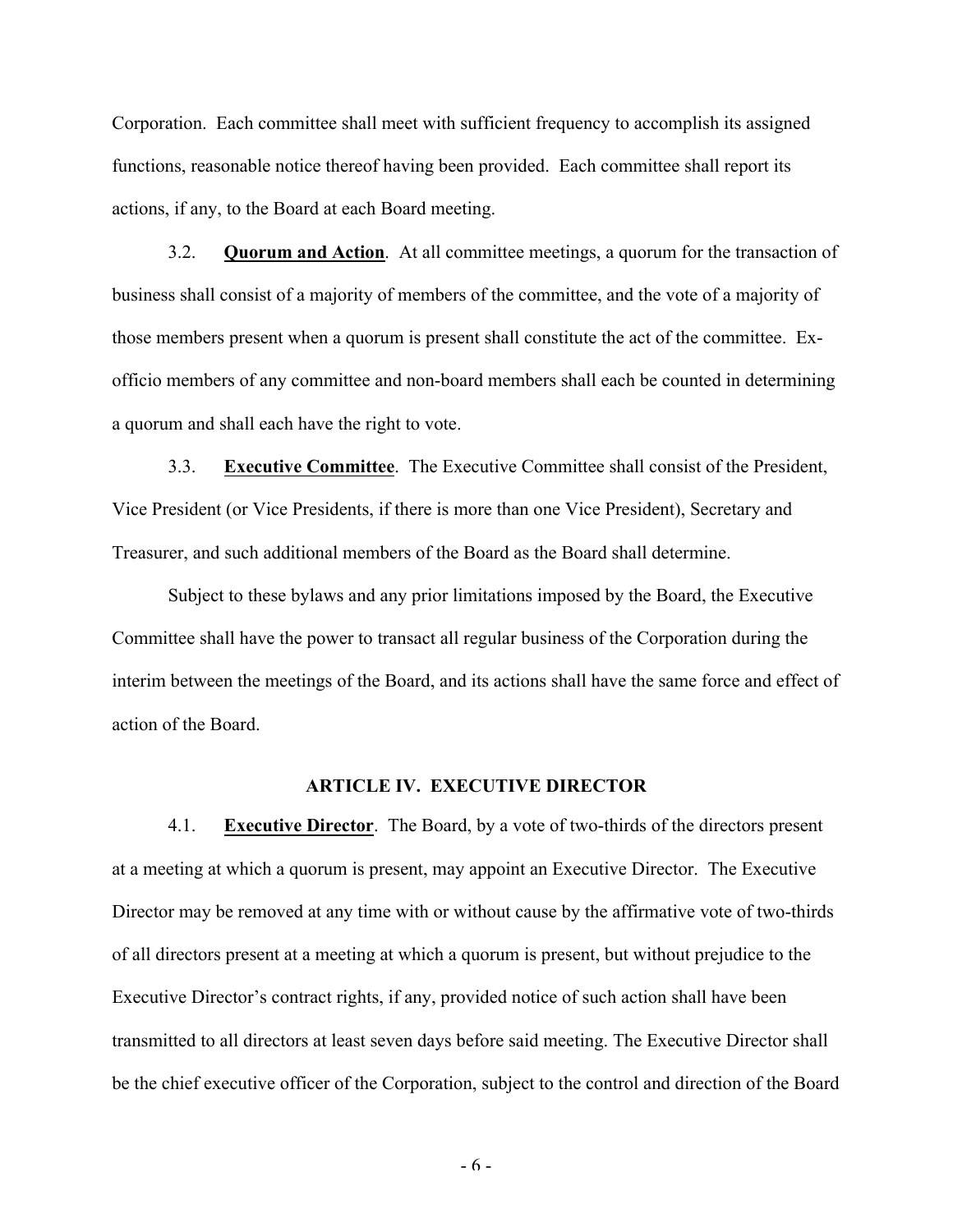Corporation. Each committee shall meet with sufficient frequency to accomplish its assigned functions, reasonable notice thereof having been provided. Each committee shall report its actions, if any, to the Board at each Board meeting.

3.2. **Quorum and Action**. At all committee meetings, a quorum for the transaction of business shall consist of a majority of members of the committee, and the vote of a majority of those members present when a quorum is present shall constitute the act of the committee. Ex-officio members of any committee and non-board members shall each be counted in determining a quorum and shall each have the right to vote.

3.3. **Executive Committee**. The Executive Committee shall consist of the President, Vice President (or Vice Presidents, if there is more than one Vice President), Secretary and Treasurer, and such additional members of the Board as the Board shall determine.

Subject to these bylaws and any prior limitations imposed by the Board, the Executive Committee shall have the power to transact all regular business of the Corporation during the interim between the meetings of the Board, and its actions shall have the same force and effect of action of the Board.

## ARTICLE IV. EXECUTIVE DIRECTOR

4.1. **Executive Director**. The Board, by a vote of two-thirds of the directors present at a meeting at which a quorum is present, may appoint an Executive Director. The Executive Director may be removed at any time with or without cause by the affirmative vote of two-thirds of all directors present at a meeting at which a quorum is present, but without prejudice to the Executive Director's contract rights, if any, provided notice of such action shall have been transmitted to all directors at least seven days before said meeting. The Executive Director shall be the chief executive officer of the Corporation, subject to the control and direction of the Board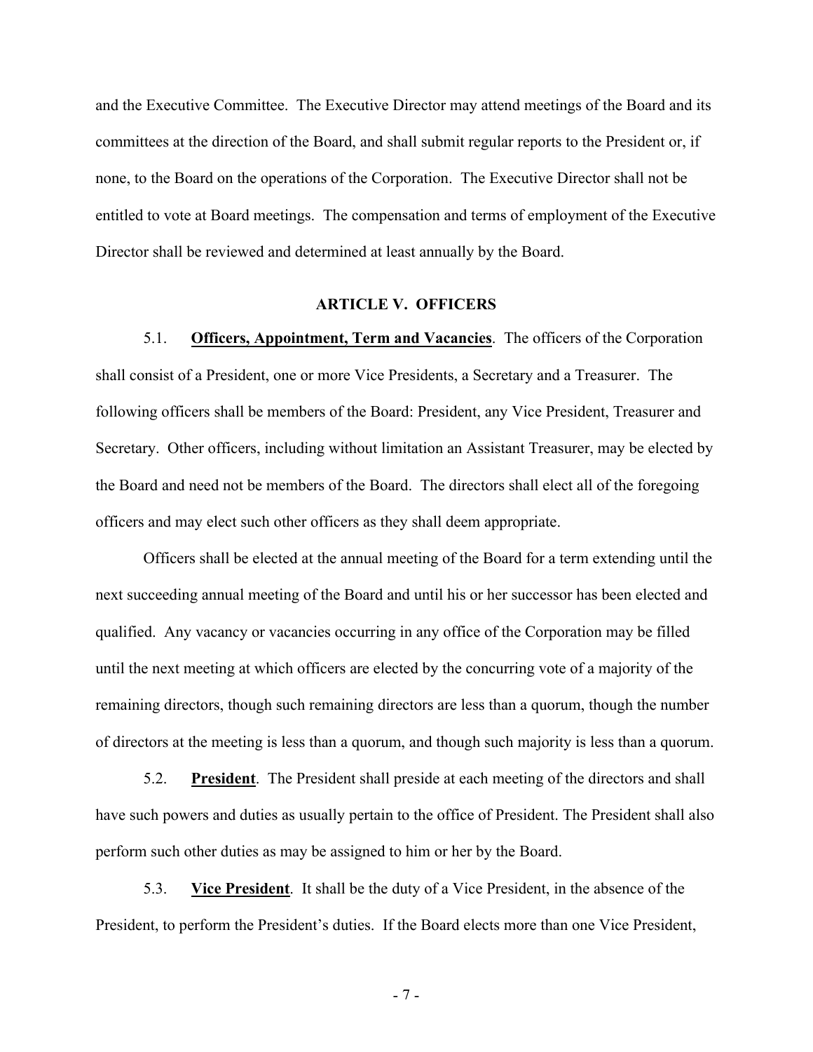and the Executive Committee. The Executive Director may attend meetings of the Board and its committees at the direction of the Board, and shall submit regular reports to the President or, if none, to the Board on the operations of the Corporation. The Executive Director shall not be entitled to vote at Board meetings. The compensation and terms of employment of the Executive Director shall be reviewed and determined at least annually by the Board.

## ARTICLE V. OFFICERS

5.1. **Officers, Appointment, Term and Vacancies**. The officers of the Corporation shall consist of a President, one or more Vice Presidents, a Secretary and a Treasurer. The following officers shall be members of the Board: President, any Vice President, Treasurer and Secretary. Other officers, including without limitation an Assistant Treasurer, may be elected by the Board and need not be members of the Board. The directors shall elect all of the foregoing officers and may elect such other officers as they shall deem appropriate.

Officers shall be elected at the annual meeting of the Board for a term extending until the next succeeding annual meeting of the Board and until his or her successor has been elected and qualified. Any vacancy or vacancies occurring in any office of the Corporation may be filled until the next meeting at which officers are elected by the concurring vote of a majority of the remaining directors, though such remaining directors are less than a quorum, though the number of directors at the meeting is less than a quorum, and though such majority is less than a quorum.

5.2. **President**. The President shall preside at each meeting of the directors and shall have such powers and duties as usually pertain to the office of President. The President shall also perform such other duties as may be assigned to him or her by the Board.

5.3. **Vice President**. It shall be the duty of a Vice President, in the absence of the President, to perform the President's duties. If the Board elects more than one Vice President,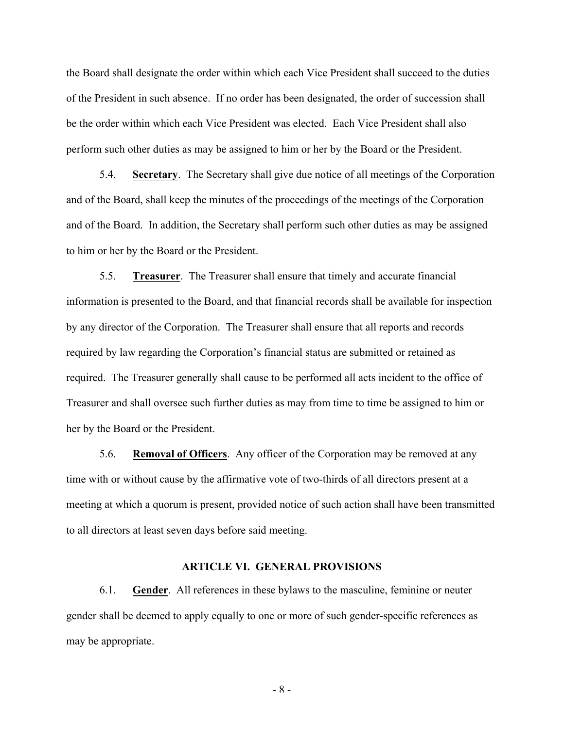the Board shall designate the order within which each Vice President shall succeed to the duties of the President in such absence. If no order has been designated, the order of succession shall be the order within which each Vice President was elected. Each Vice President shall also perform such other duties as may be assigned to him or her by the Board or the President.

5.4. **Secretary**. The Secretary shall give due notice of all meetings of the Corporation and of the Board, shall keep the minutes of the proceedings of the meetings of the Corporation and of the Board. In addition, the Secretary shall perform such other duties as may be assigned to him or her by the Board or the President.

5.5. **Treasurer**. The Treasurer shall ensure that timely and accurate financial information is presented to the Board, and that financial records shall be available for inspection by any director of the Corporation. The Treasurer shall ensure that all reports and records required by law regarding the Corporation's financial status are submitted or retained as required. The Treasurer generally shall cause to be performed all acts incident to the office of Treasurer and shall oversee such further duties as may from time to time be assigned to him or her by the Board or the President.

5.6. **Removal of Officers**. Any officer of the Corporation may be removed at any time with or without cause by the affirmative vote of two-thirds of all directors present at a meeting at which a quorum is present, provided notice of such action shall have been transmitted to all directors at least seven days before said meeting.

## ARTICLE VI. GENERAL PROVISIONS

6.1. **Gender**. All references in these bylaws to the masculine, feminine or neuter gender shall be deemed to apply equally to one or more of such gender-specific references as may be appropriate.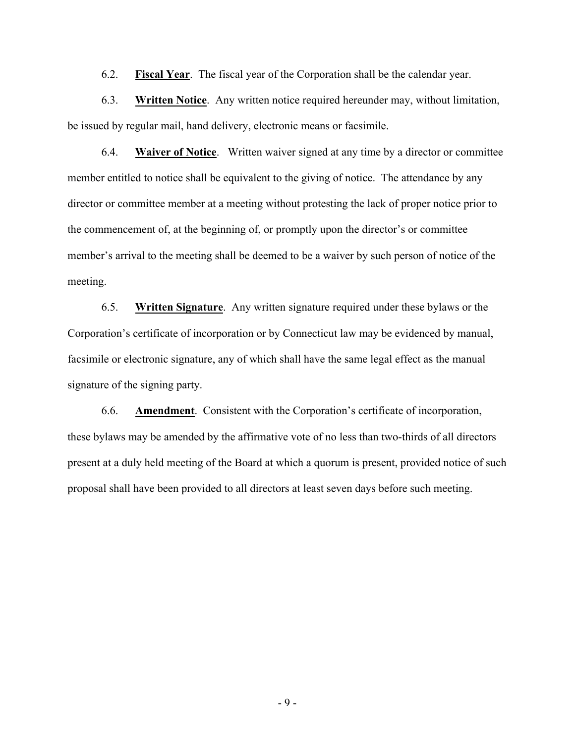6.2. **Fiscal Year**. The fiscal year of the Corporation shall be the calendar year.

6.3. **Written Notice**. Any written notice required hereunder may, without limitation, be issued by regular mail, hand delivery, electronic means or facsimile.

6.4. **Waiver of Notice**. Written waiver signed at any time by a director or committee member entitled to notice shall be equivalent to the giving of notice. The attendance by any director or committee member at a meeting without protesting the lack of proper notice prior to the commencement of, at the beginning of, or promptly upon the director's or committee member's arrival to the meeting shall be deemed to be a waiver by such person of notice of the meeting.

6.5. **Written Signature**. Any written signature required under these bylaws or the Corporation's certificate of incorporation or by Connecticut law may be evidenced by manual, facsimile or electronic signature, any of which shall have the same legal effect as the manual signature of the signing party.

6.6. **Amendment**. Consistent with the Corporation's certificate of incorporation, these bylaws may be amended by the affirmative vote of no less than two-thirds of all directors present at a duly held meeting of the Board at which a quorum is present, provided notice of such proposal shall have been provided to all directors at least seven days before such meeting.